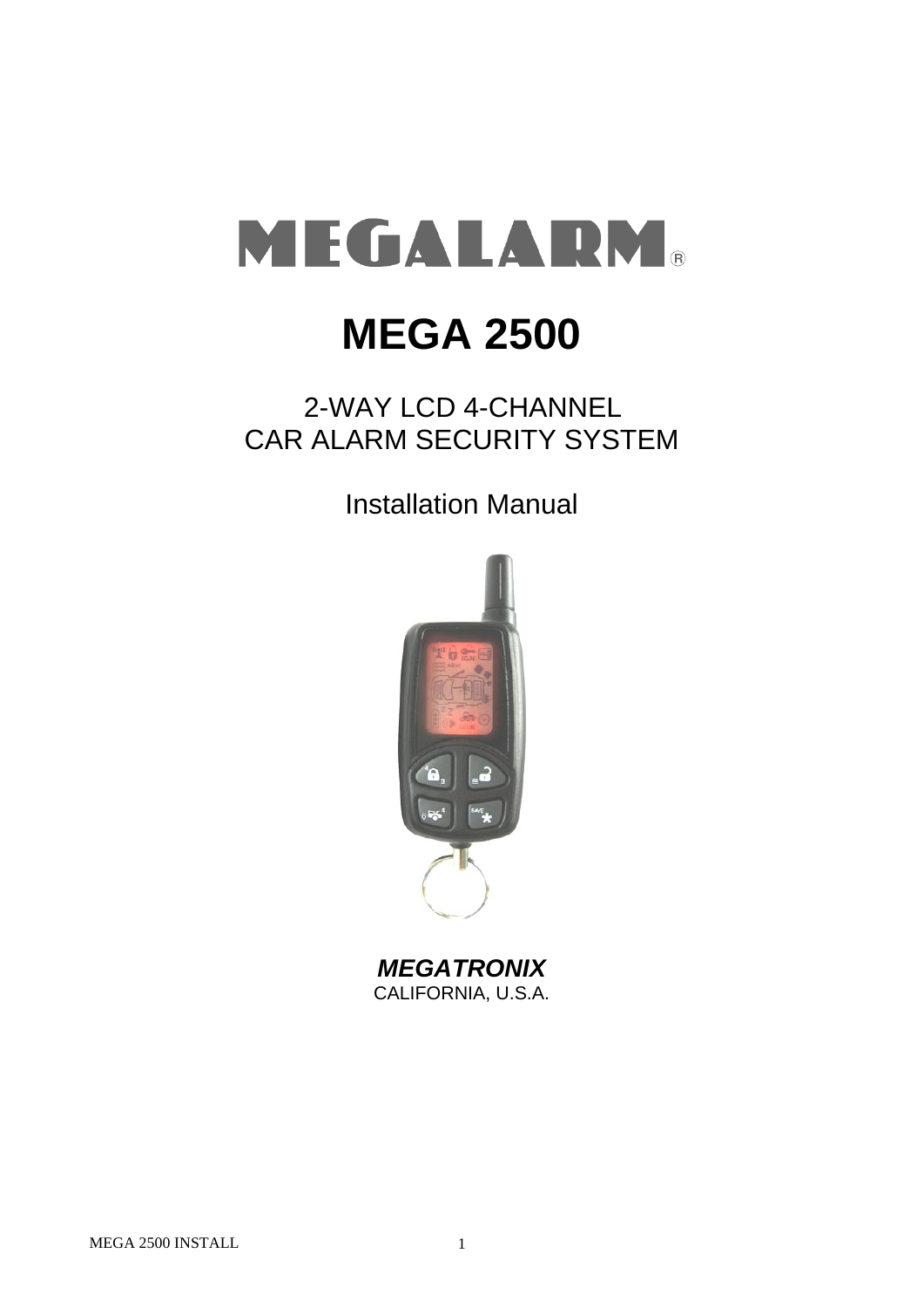# MEGALARM®

# MEGA 2500

## 2-WAY LCD 4-CHANNEL
## CAR ALARM SECURITY SYSTEM

Installation Manual

***MEGATRONIX***
CALIFORNIA, U.S.A.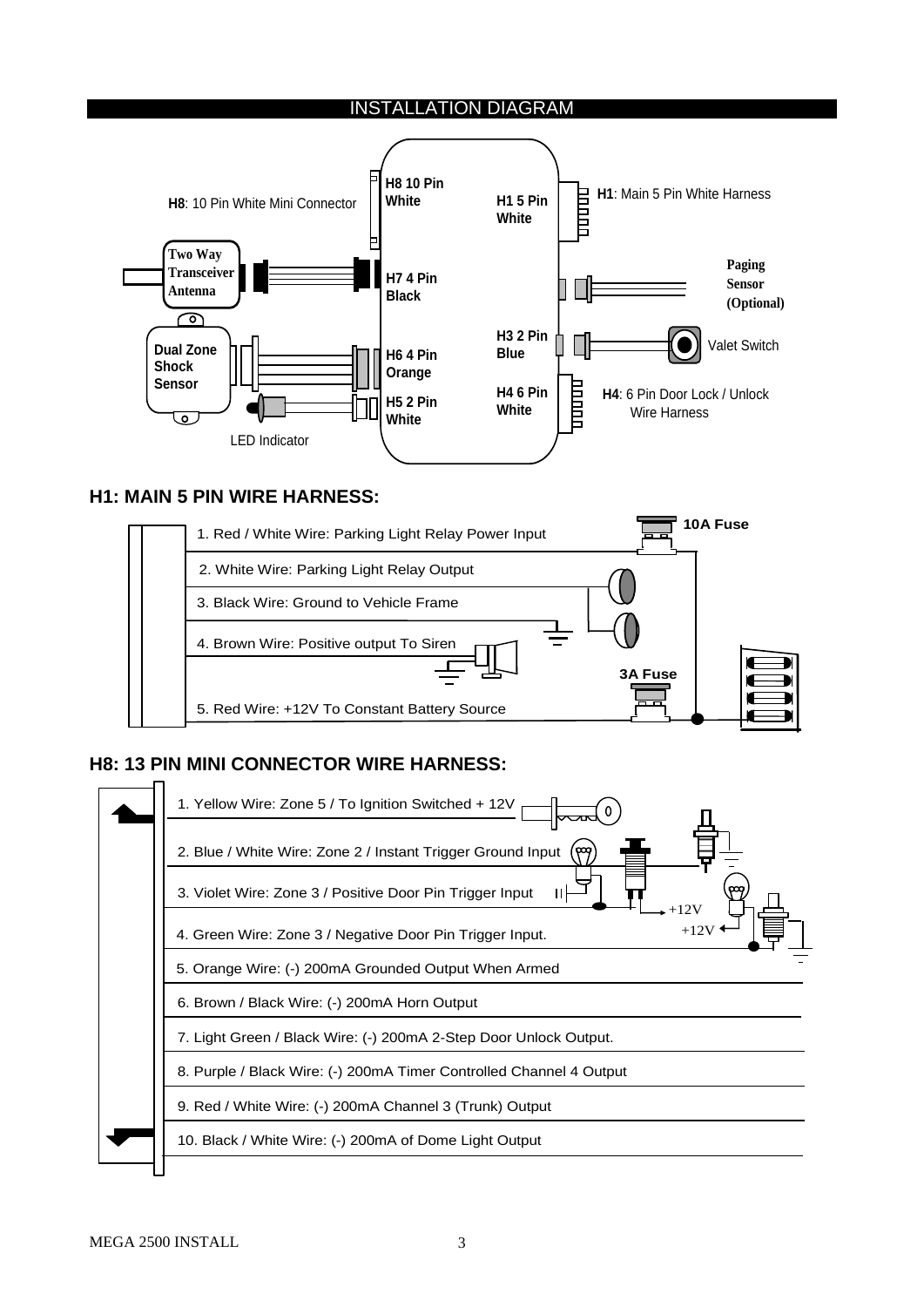## INSTALLATION DIAGRAM

H8: 10 Pin White Mini Connector

H8 10 Pin White

H1 5 Pin White

H1: Main 5 Pin White Harness

Two Way Transceiver Antenna

H7 4 Pin Black

Paging Sensor (Optional)

H3 2 Pin Blue

Valet Switch

Dual Zone Shock Sensor

H6 4 Pin Orange

H4 6 Pin White

H4: 6 Pin Door Lock / Unlock Wire Harness

H5 2 Pin White

LED Indicator

## H1: MAIN 5 PIN WIRE HARNESS:

1. Red / White Wire: Parking Light Relay Power Input
2. White Wire: Parking Light Relay Output
3. Black Wire: Ground to Vehicle Frame
4. Brown Wire: Positive output To Siren
5. Red Wire: +12V To Constant Battery Source

10A Fuse

3A Fuse

## H8: 13 PIN MINI CONNECTOR WIRE HARNESS:

1. Yellow Wire: Zone 5 / To Ignition Switched + 12V
2. Blue / White Wire: Zone 2 / Instant Trigger Ground Input
3. Violet Wire: Zone 3 / Positive Door Pin Trigger Input
4. Green Wire: Zone 3 / Negative Door Pin Trigger Input.
5. Orange Wire: (-) 200mA Grounded Output When Armed
6. Brown / Black Wire: (-) 200mA Horn Output
7. Light Green / Black Wire: (-) 200mA 2-Step Door Unlock Output.
8. Purple / Black Wire: (-) 200mA Timer Controlled Channel 4 Output
9. Red / White Wire: (-) 200mA Channel 3 (Trunk) Output
10. Black / White Wire: (-) 200mA of Dome Light Output

+12V

+12V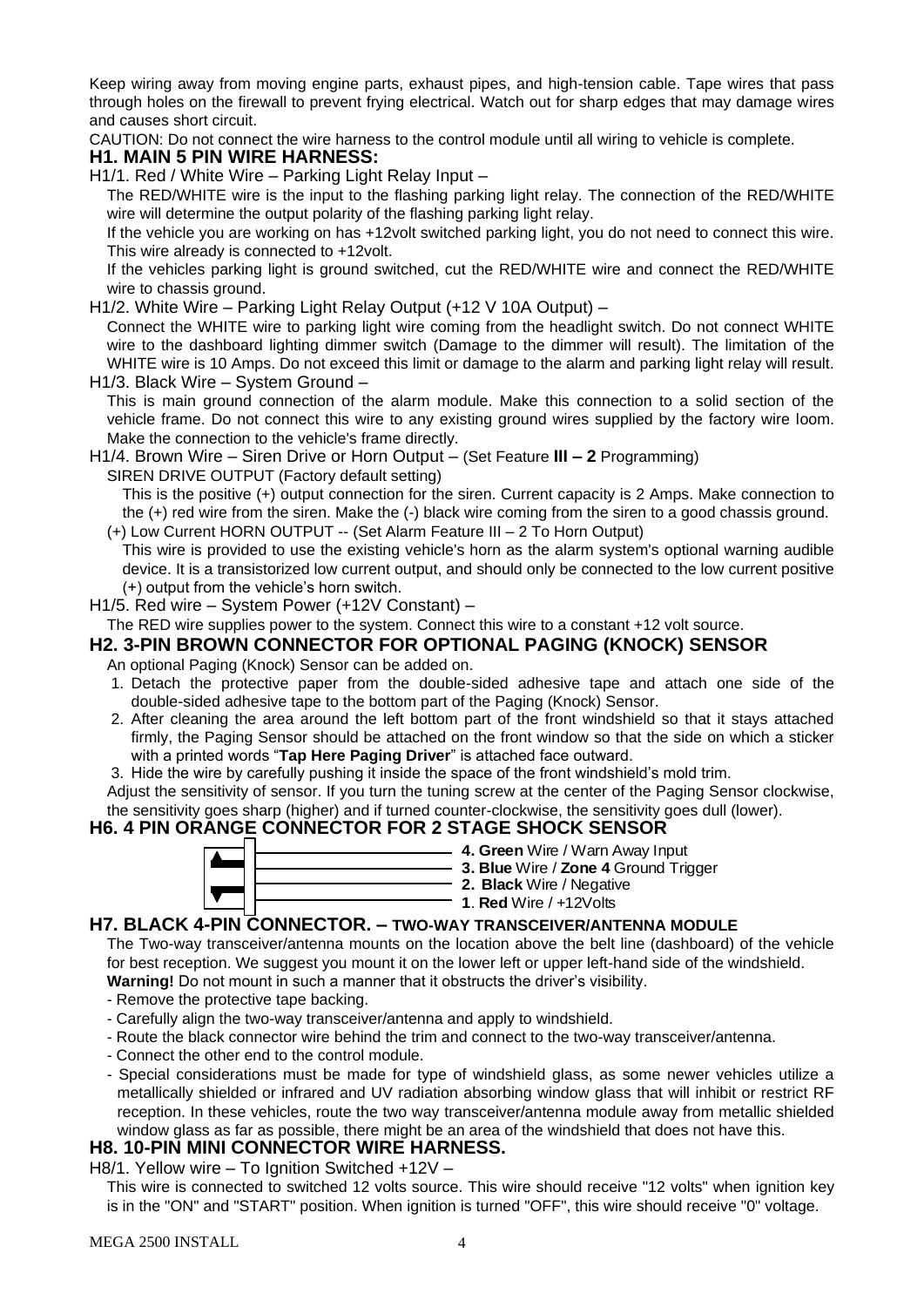Keep wiring away from moving engine parts, exhaust pipes, and high-tension cable. Tape wires that pass through holes on the firewall to prevent frying electrical. Watch out for sharp edges that may damage wires and causes short circuit.

CAUTION: Do not connect the wire harness to the control module until all wiring to vehicle is complete.

## H1. MAIN 5 PIN WIRE HARNESS:

H1/1. Red / White Wire – Parking Light Relay Input –

The RED/WHITE wire is the input to the flashing parking light relay. The connection of the RED/WHITE wire will determine the output polarity of the flashing parking light relay.

If the vehicle you are working on has +12volt switched parking light, you do not need to connect this wire. This wire already is connected to +12volt.

If the vehicles parking light is ground switched, cut the RED/WHITE wire and connect the RED/WHITE wire to chassis ground.

H1/2. White Wire – Parking Light Relay Output (+12 V 10A Output) –

Connect the WHITE wire to parking light wire coming from the headlight switch. Do not connect WHITE wire to the dashboard lighting dimmer switch (Damage to the dimmer will result). The limitation of the WHITE wire is 10 Amps. Do not exceed this limit or damage to the alarm and parking light relay will result.

H1/3. Black Wire – System Ground –

This is main ground connection of the alarm module. Make this connection to a solid section of the vehicle frame. Do not connect this wire to any existing ground wires supplied by the factory wire loom. Make the connection to the vehicle's frame directly.

H1/4. Brown Wire – Siren Drive or Horn Output – (Set Feature **III – 2** Programming)

SIREN DRIVE OUTPUT (Factory default setting)

This is the positive (+) output connection for the siren. Current capacity is 2 Amps. Make connection to the (+) red wire from the siren. Make the (-) black wire coming from the siren to a good chassis ground.

(+) Low Current HORN OUTPUT -- (Set Alarm Feature III – 2 To Horn Output)

This wire is provided to use the existing vehicle's horn as the alarm system's optional warning audible device. It is a transistorized low current output, and should only be connected to the low current positive (+) output from the vehicle's horn switch.

H1/5. Red wire – System Power (+12V Constant) –

The RED wire supplies power to the system. Connect this wire to a constant +12 volt source.

## H2. 3-PIN BROWN CONNECTOR FOR OPTIONAL PAGING (KNOCK) SENSOR

An optional Paging (Knock) Sensor can be added on.

1. Detach the protective paper from the double-sided adhesive tape and attach one side of the double-sided adhesive tape to the bottom part of the Paging (Knock) Sensor.
2. After cleaning the area around the left bottom part of the front windshield so that it stays attached firmly, the Paging Sensor should be attached on the front window so that the side on which a sticker with a printed words "**Tap Here Paging Driver**" is attached face outward.
3. Hide the wire by carefully pushing it inside the space of the front windshield's mold trim.

Adjust the sensitivity of sensor. If you turn the tuning screw at the center of the Paging Sensor clockwise, the sensitivity goes sharp (higher) and if turned counter-clockwise, the sensitivity goes dull (lower).

## H6. 4 PIN ORANGE CONNECTOR FOR 2 STAGE SHOCK SENSOR

- **4. Green** Wire / Warn Away Input
- **3. Blue** Wire / **Zone 4** Ground Trigger
- **2. Black** Wire / Negative
- **1**. **Red** Wire / +12Volts

## H7. BLACK 4-PIN CONNECTOR. – TWO-WAY TRANSCEIVER/ANTENNA MODULE

The Two-way transceiver/antenna mounts on the location above the belt line (dashboard) of the vehicle for best reception. We suggest you mount it on the lower left or upper left-hand side of the windshield.

**Warning!** Do not mount in such a manner that it obstructs the driver's visibility.

- Remove the protective tape backing.
- Carefully align the two-way transceiver/antenna and apply to windshield.
- Route the black connector wire behind the trim and connect to the two-way transceiver/antenna.
- Connect the other end to the control module.
- Special considerations must be made for type of windshield glass, as some newer vehicles utilize a metallically shielded or infrared and UV radiation absorbing window glass that will inhibit or restrict RF reception. In these vehicles, route the two way transceiver/antenna module away from metallic shielded window glass as far as possible, there might be an area of the windshield that does not have this.

## H8. 10-PIN MINI CONNECTOR WIRE HARNESS.

H8/1. Yellow wire – To Ignition Switched +12V –

This wire is connected to switched 12 volts source. This wire should receive "12 volts" when ignition key is in the "ON" and "START" position. When ignition is turned "OFF", this wire should receive "0" voltage.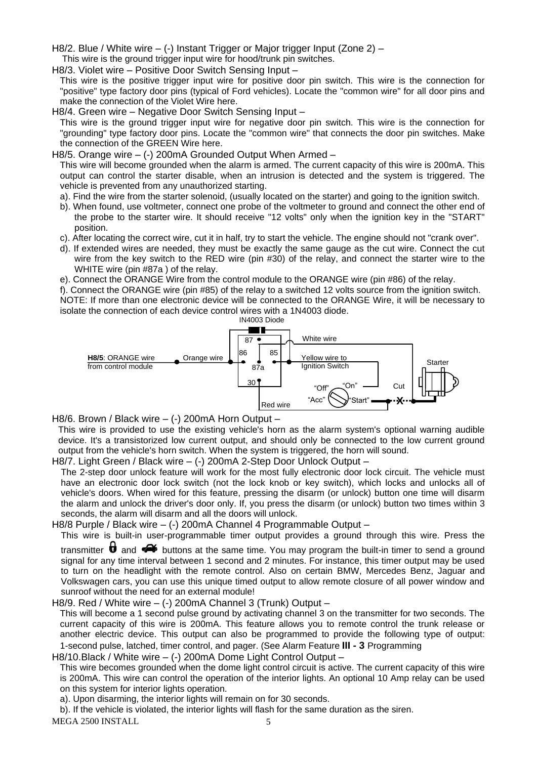H8/2. Blue / White wire – (-) Instant Trigger or Major trigger Input (Zone 2) –

This wire is the ground trigger input wire for hood/trunk pin switches.

H8/3. Violet wire – Positive Door Switch Sensing Input –

This wire is the positive trigger input wire for positive door pin switch. This wire is the connection for "positive" type factory door pins (typical of Ford vehicles). Locate the "common wire" for all door pins and make the connection of the Violet Wire here.

H8/4. Green wire – Negative Door Switch Sensing Input –

This wire is the ground trigger input wire for negative door pin switch. This wire is the connection for "grounding" type factory door pins. Locate the "common wire" that connects the door pin switches. Make the connection of the GREEN Wire here.

H8/5. Orange wire – (-) 200mA Grounded Output When Armed –

This wire will become grounded when the alarm is armed. The current capacity of this wire is 200mA. This output can control the starter disable, when an intrusion is detected and the system is triggered. The vehicle is prevented from any unauthorized starting.

a). Find the wire from the starter solenoid, (usually located on the starter) and going to the ignition switch.

b). When found, use voltmeter, connect one probe of the voltmeter to ground and connect the other end of the probe to the starter wire. It should receive "12 volts" only when the ignition key in the "START" position.

c). After locating the correct wire, cut it in half, try to start the vehicle. The engine should not "crank over".

d). If extended wires are needed, they must be exactly the same gauge as the cut wire. Connect the cut wire from the key switch to the RED wire (pin #30) of the relay, and connect the starter wire to the WHITE wire (pin #87a ) of the relay.

e). Connect the ORANGE Wire from the control module to the ORANGE wire (pin #86) of the relay.

f). Connect the ORANGE wire (pin #85) of the relay to a switched 12 volts source from the ignition switch.

NOTE: If more than one electronic device will be connected to the ORANGE Wire, it will be necessary to isolate the connection of each device control wires with a 1N4003 diode.

IN4003 Diode | 87 | 86 | 85 | 87a | 30 | **H8/5**: ORANGE wire from control module | Orange wire | White wire | Yellow wire to Ignition Switch | Red wire | "Off" | "On" | "Acc" | "Start" | Cut | X | Starter

H8/6. Brown / Black wire – (-) 200mA Horn Output –

This wire is provided to use the existing vehicle's horn as the alarm system's optional warning audible device. It's a transistorized low current output, and should only be connected to the low current ground output from the vehicle's horn switch. When the system is triggered, the horn will sound.

H8/7. Light Green / Black wire – (-) 200mA 2-Step Door Unlock Output –

The 2-step door unlock feature will work for the most fully electronic door lock circuit. The vehicle must have an electronic door lock switch (not the lock knob or key switch), which locks and unlocks all of vehicle's doors. When wired for this feature, pressing the disarm (or unlock) button one time will disarm the alarm and unlock the driver's door only. If, you press the disarm (or unlock) button two times within 3 seconds, the alarm will disarm and all the doors will unlock.

H8/8 Purple / Black wire – (-) 200mA Channel 4 Programmable Output –

This wire is built-in user-programmable timer output provides a ground through this wire. Press the transmitter 🔒 and 🚗 buttons at the same time. You may program the built-in timer to send a ground signal for any time interval between 1 second and 2 minutes. For instance, this timer output may be used to turn on the headlight with the remote control. Also on certain BMW, Mercedes Benz, Jaguar and Volkswagen cars, you can use this unique timed output to allow remote closure of all power window and sunroof without the need for an external module!

H8/9. Red / White wire – (-) 200mA Channel 3 (Trunk) Output –

This will become a 1 second pulse ground by activating channel 3 on the transmitter for two seconds. The current capacity of this wire is 200mA. This feature allows you to remote control the trunk release or another electric device. This output can also be programmed to provide the following type of output: 1-second pulse, latched, timer control, and pager. (See Alarm Feature **III - 3** Programming

H8/10.Black / White wire – (-) 200mA Dome Light Control Output –

This wire becomes grounded when the dome light control circuit is active. The current capacity of this wire is 200mA. This wire can control the operation of the interior lights. An optional 10 Amp relay can be used on this system for interior lights operation.

a). Upon disarming, the interior lights will remain on for 30 seconds.

b). If the vehicle is violated, the interior lights will flash for the same duration as the siren.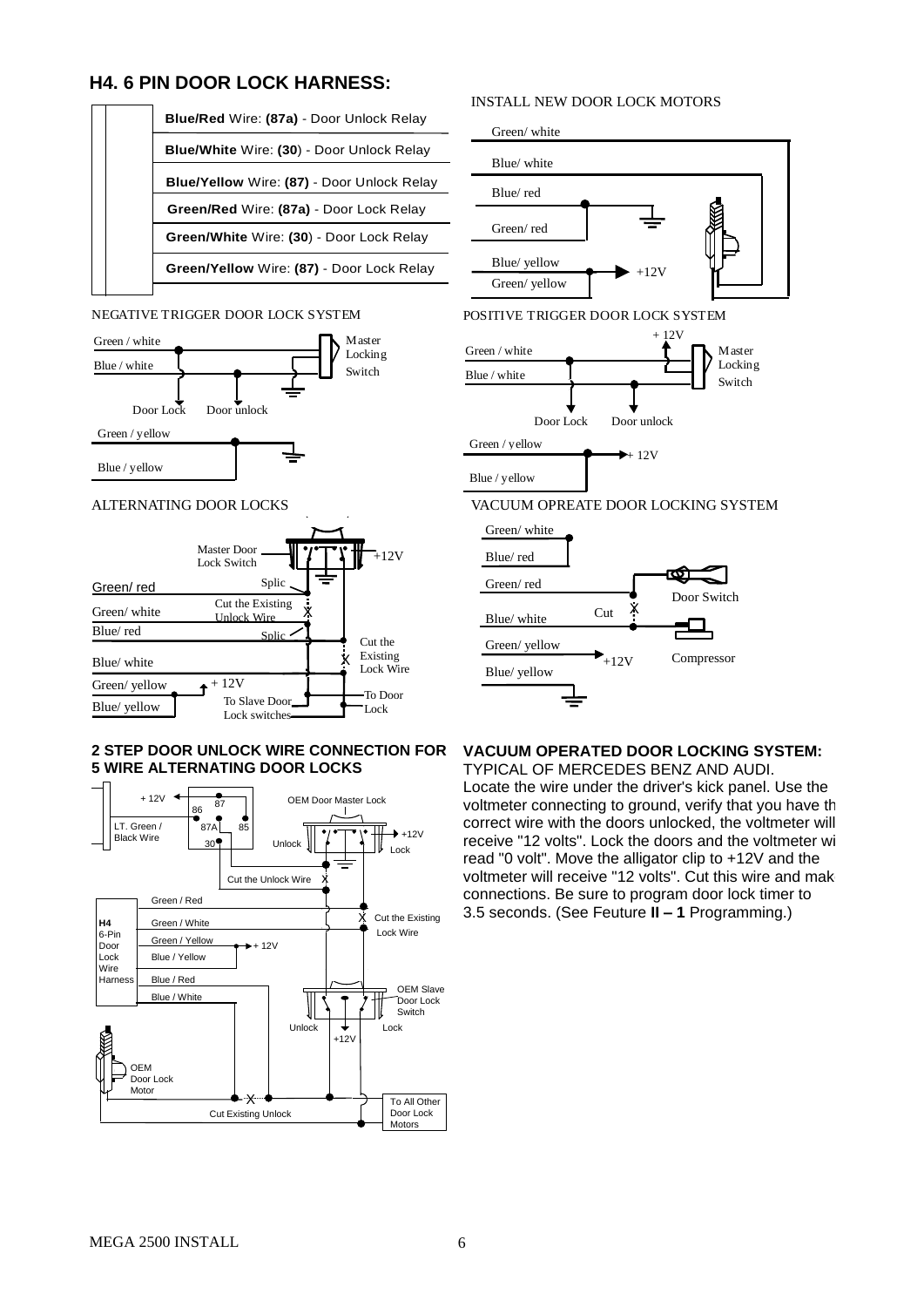## H4. 6 PIN DOOR LOCK HARNESS:

- **Blue/Red** Wire: **(87a)** - Door Unlock Relay
- **Blue/White** Wire: **(30)** - Door Unlock Relay
- **Blue/Yellow** Wire: **(87)** - Door Unlock Relay
- **Green/Red** Wire: **(87a)** - Door Lock Relay
- **Green/White** Wire: **(30)** - Door Lock Relay
- **Green/Yellow** Wire: **(87)** - Door Lock Relay

INSTALL NEW DOOR LOCK MOTORS

Green/ white, Blue/ white, Blue/ red, Green/ red, Blue/ yellow, Green/ yellow, +12V

NEGATIVE TRIGGER DOOR LOCK SYSTEM

Green / white, Blue / white, Master Locking Switch, Door Lock, Door unlock, Green / yellow, Blue / yellow

POSITIVE TRIGGER DOOR LOCK SYSTEM

+ 12V, Green / white, Blue / white, Master Locking Switch, Door Lock, Door unlock, Green / yellow, + 12V, Blue / yellow

ALTERNATING DOOR LOCKS

Master Door Lock Switch, +12V, Green/ red, Splic, Green/ white, Cut the Existing Unlock Wire, Blue/ red, Splic, Cut the Existing Lock Wire, Blue/ white, Green/ yellow, + 12V, Blue/ yellow, To Slave Door Lock switches, To Door Lock

VACUUM OPREATE DOOR LOCKING SYSTEM

Green/ white, Blue/ red, Green/ red, Door Switch, Blue/ white, Cut, Green/ yellow, +12V, Compressor, Blue/ yellow

### 2 STEP DOOR UNLOCK WIRE CONNECTION FOR 5 WIRE ALTERNATING DOOR LOCKS

+ 12V, 86, 87, 87A, 85, 30, LT. Green / Black Wire, OEM Door Master Lock, Unlock, +12V, Lock, Cut the Unlock Wire, H4 6-Pin Door Lock Wire Harness: Green / Red, Green / White, Green / Yellow, Blue / Yellow, Blue / Red, Blue / White; + 12V, Cut the Existing Lock Wire, OEM Slave Door Lock Switch, Unlock, +12V, Lock, OEM Door Lock Motor, Cut Existing Unlock, To All Other Door Lock Motors

### VACUUM OPERATED DOOR LOCKING SYSTEM:

TYPICAL OF MERCEDES BENZ AND AUDI.

Locate the wire under the driver's kick panel. Use the voltmeter connecting to ground, verify that you have th correct wire with the doors unlocked, the voltmeter will receive "12 volts". Lock the doors and the voltmeter wi read "0 volt". Move the alligator clip to +12V and the voltmeter will receive "12 volts". Cut this wire and mak connections. Be sure to program door lock timer to 3.5 seconds. (See Feuture **II – 1** Programming.)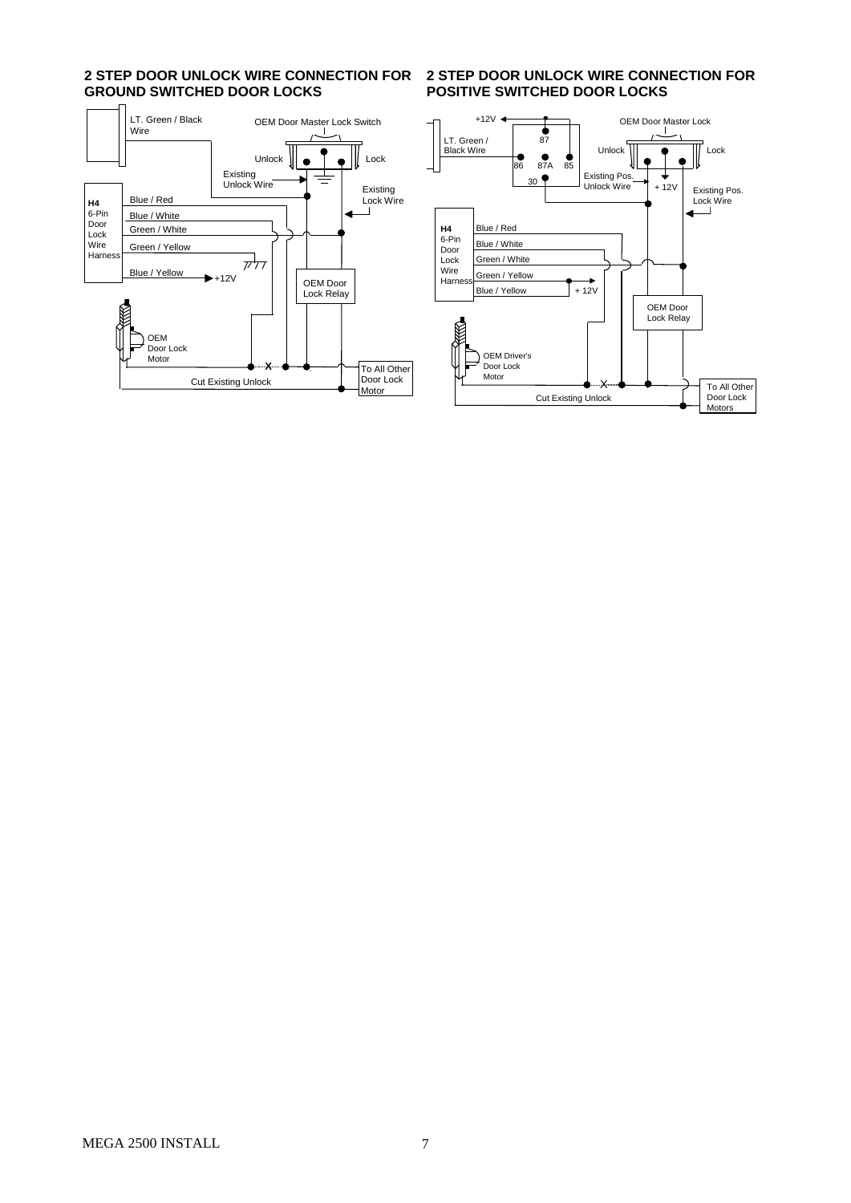## 2 STEP DOOR UNLOCK WIRE CONNECTION FOR GROUND SWITCHED DOOR LOCKS

LT. Green / Black Wire

OEM Door Master Lock Switch

Unlock

Lock

Existing Unlock Wire

Existing Lock Wire

**H4** 6-Pin Door Lock Wire Harness

Blue / Red

Blue / White

Green / White

Green / Yellow

Blue / Yellow

+12V

OEM Door Lock Relay

OEM Door Lock Motor

Cut Existing Unlock

To All Other Door Lock Motor

## 2 STEP DOOR UNLOCK WIRE CONNECTION FOR POSITIVE SWITCHED DOOR LOCKS

+12V

87

LT. Green / Black Wire

86 87A 85

30

OEM Door Master Lock

Unlock

Lock

Existing Pos. Unlock Wire

+ 12V

Existing Pos. Lock Wire

**H4** 6-Pin Door Lock Wire Harness

Blue / Red

Blue / White

Green / White

Green / Yellow

Blue / Yellow

+ 12V

OEM Door Lock Relay

OEM Driver's Door Lock Motor

Cut Existing Unlock

To All Other Door Lock Motors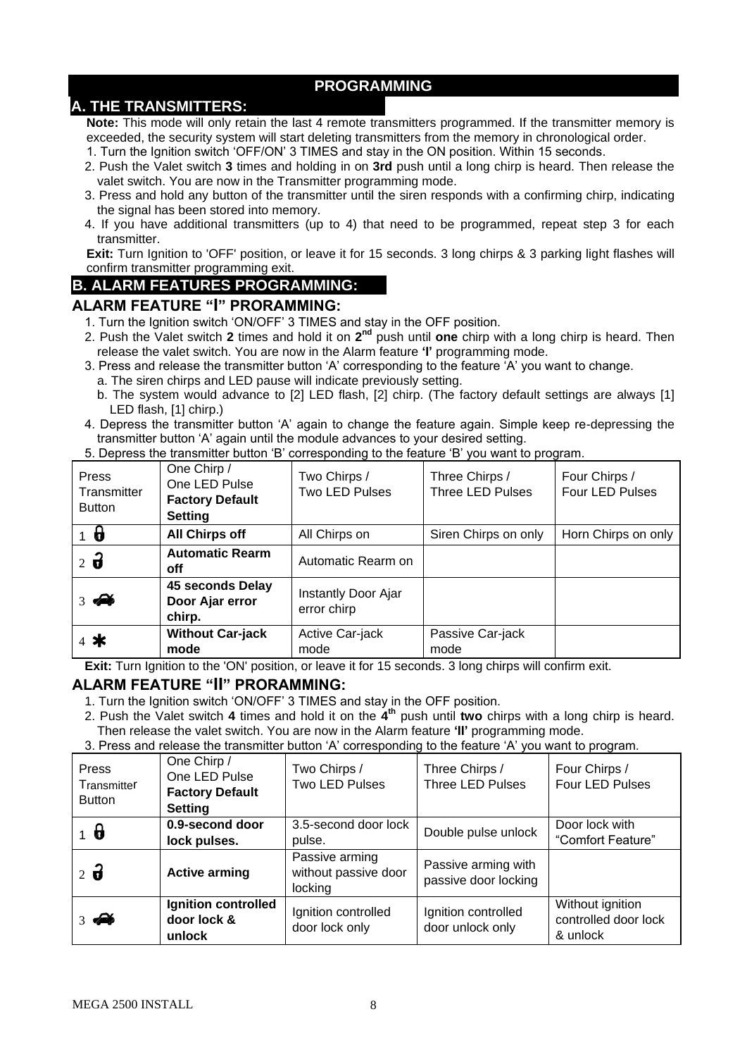# PROGRAMMING

## A. THE TRANSMITTERS:

**Note:** This mode will only retain the last 4 remote transmitters programmed. If the transmitter memory is exceeded, the security system will start deleting transmitters from the memory in chronological order.

1. Turn the Ignition switch 'OFF/ON' 3 TIMES and stay in the ON position. Within 15 seconds.
2. Push the Valet switch **3** times and holding in on **3rd** push until a long chirp is heard. Then release the valet switch. You are now in the Transmitter programming mode.
3. Press and hold any button of the transmitter until the siren responds with a confirming chirp, indicating the signal has been stored into memory.
4. If you have additional transmitters (up to 4) that need to be programmed, repeat step 3 for each transmitter.

**Exit:** Turn Ignition to 'OFF' position, or leave it for 15 seconds. 3 long chirps & 3 parking light flashes will confirm transmitter programming exit.

## B. ALARM FEATURES PROGRAMMING:

### ALARM FEATURE "I" PRORAMMING:

1. Turn the Ignition switch 'ON/OFF' 3 TIMES and stay in the OFF position.
2. Push the Valet switch **2** times and hold it on **2nd** push until **one** chirp with a long chirp is heard. Then release the valet switch. You are now in the Alarm feature **'I'** programming mode.
3. Press and release the transmitter button 'A' corresponding to the feature 'A' you want to change.
   a. The siren chirps and LED pause will indicate previously setting.
   b. The system would advance to [2] LED flash, [2] chirp. (The factory default settings are always [1] LED flash, [1] chirp.)
4. Depress the transmitter button 'A' again to change the feature again. Simple keep re-depressing the transmitter button 'A' again until the module advances to your desired setting.
5. Depress the transmitter button 'B' corresponding to the feature 'B' you want to program.

| Press Transmitter Button | One Chirp / One LED Pulse **Factory Default Setting** | Two Chirps / Two LED Pulses | Three Chirps / Three LED Pulses | Four Chirps / Four LED Pulses |
|---|---|---|---|---|
| 1 (lock) | **All Chirps off** | All Chirps on | Siren Chirps on only | Horn Chirps on only |
| 2 (unlock) | **Automatic Rearm off** | Automatic Rearm on | | |
| 3 (car) | **45 seconds Delay Door Ajar error chirp.** | Instantly Door Ajar error chirp | | |
| 4 * | **Without Car-jack mode** | Active Car-jack mode | Passive Car-jack mode | |

**Exit:** Turn Ignition to the 'ON' position, or leave it for 15 seconds. 3 long chirps will confirm exit.

### ALARM FEATURE "II" PRORAMMING:

1. Turn the Ignition switch 'ON/OFF' 3 TIMES and stay in the OFF position.
2. Push the Valet switch **4** times and hold it on the **4th** push until **two** chirps with a long chirp is heard. Then release the valet switch. You are now in the Alarm feature **'II'** programming mode.
3. Press and release the transmitter button 'A' corresponding to the feature 'A' you want to program.

| Press Transmitter Button | One Chirp / One LED Pulse **Factory Default Setting** | Two Chirps / Two LED Pulses | Three Chirps / Three LED Pulses | Four Chirps / Four LED Pulses |
|---|---|---|---|---|
| 1 (lock) | **0.9-second door lock pulses.** | 3.5-second door lock pulse. | Double pulse unlock | Door lock with "Comfort Feature" |
| 2 (unlock) | **Active arming** | Passive arming without passive door locking | Passive arming with passive door locking | |
| 3 (car) | **Ignition controlled door lock & unlock** | Ignition controlled door lock only | Ignition controlled door unlock only | Without ignition controlled door lock & unlock |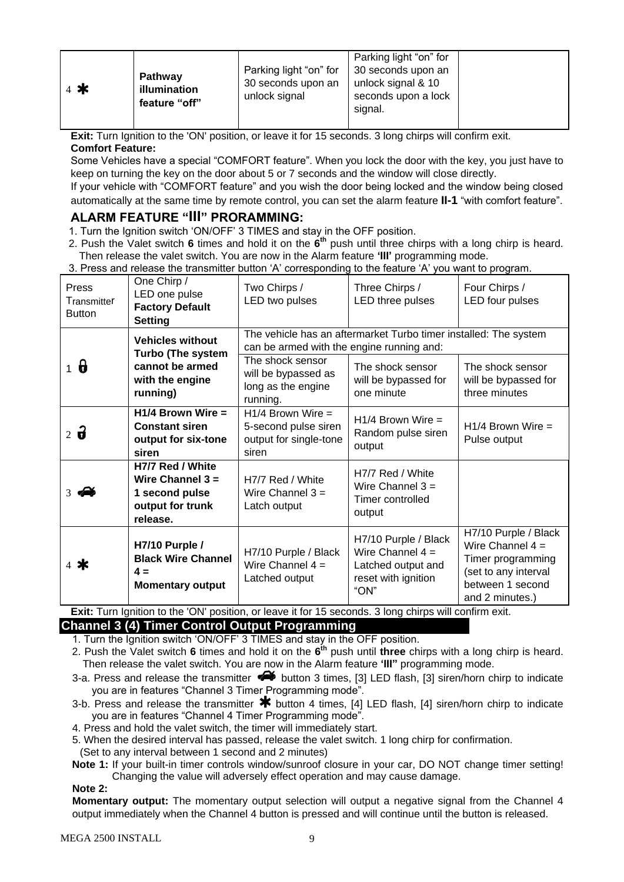| 4 ✱ | **Pathway illumination feature "off"** | Parking light "on" for 30 seconds upon an unlock signal | Parking light "on" for 30 seconds upon an unlock signal & 10 seconds upon a lock signal. | |
|---|---|---|---|---|

**Exit:** Turn Ignition to the 'ON' position, or leave it for 15 seconds. 3 long chirps will confirm exit.

**Comfort Feature:**

Some Vehicles have a special "COMFORT feature". When you lock the door with the key, you just have to keep on turning the key on the door about 5 or 7 seconds and the window will close directly.

If your vehicle with "COMFORT feature" and you wish the door being locked and the window being closed automatically at the same time by remote control, you can set the alarm feature **II-1** "with comfort feature".

## ALARM FEATURE "III" PRORAMMING:

1. Turn the Ignition switch 'ON/OFF' 3 TIMES and stay in the OFF position.
2. Push the Valet switch **6** times and hold it on the **6th** push until three chirps with a long chirp is heard. Then release the valet switch. You are now in the Alarm feature **'III'** programming mode.
3. Press and release the transmitter button 'A' corresponding to the feature 'A' you want to program.

| Press Transmitter Button | One Chirp / LED one pulse **Factory Default Setting** | Two Chirps / LED two pulses | Three Chirps / LED three pulses | Four Chirps / LED four pulses |
|---|---|---|---|---|
| 1 🔒 | **Vehicles without Turbo (The system cannot be armed with the engine running)** | The vehicle has an aftermarket Turbo timer installed: The system can be armed with the engine running and: The shock sensor will be bypassed as long as the engine running. | The shock sensor will be bypassed for one minute | The shock sensor will be bypassed for three minutes |
| 2 🔓 | **H1/4 Brown Wire = Constant siren output for six-tone siren** | H1/4 Brown Wire = 5-second pulse siren output for single-tone siren | H1/4 Brown Wire = Random pulse siren output | H1/4 Brown Wire = Pulse output |
| 3 🚗 | **H7/7 Red / White Wire Channel 3 = 1 second pulse output for trunk release.** | H7/7 Red / White Wire Channel 3 = Latch output | H7/7 Red / White Wire Channel 3 = Timer controlled output | |
| 4 ✱ | **H7/10 Purple / Black Wire Channel 4 = Momentary output** | H7/10 Purple / Black Wire Channel 4 = Latched output | H7/10 Purple / Black Wire Channel 4 = Latched output and reset with ignition "ON" | H7/10 Purple / Black Wire Channel 4 = Timer programming (set to any interval between 1 second and 2 minutes.) |

**Exit:** Turn Ignition to the 'ON' position, or leave it for 15 seconds. 3 long chirps will confirm exit.

## Channel 3 (4) Timer Control Output Programming

1. Turn the Ignition switch 'ON/OFF' 3 TIMES and stay in the OFF position.
2. Push the Valet switch **6** times and hold it on the **6th** push until **three** chirps with a long chirp is heard. Then release the valet switch. You are now in the Alarm feature **'III"** programming mode.

3-a. Press and release the transmitter 🚗 button 3 times, [3] LED flash, [3] siren/horn chirp to indicate you are in features "Channel 3 Timer Programming mode".

3-b. Press and release the transmitter ✱ button 4 times, [4] LED flash, [4] siren/horn chirp to indicate you are in features "Channel 4 Timer Programming mode".

4. Press and hold the valet switch, the timer will immediately start.
5. When the desired interval has passed, release the valet switch. 1 long chirp for confirmation. (Set to any interval between 1 second and 2 minutes)

**Note 1:** If your built-in timer controls window/sunroof closure in your car, DO NOT change timer setting! Changing the value will adversely effect operation and may cause damage.

**Note 2:**

**Momentary output:** The momentary output selection will output a negative signal from the Channel 4 output immediately when the Channel 4 button is pressed and will continue until the button is released.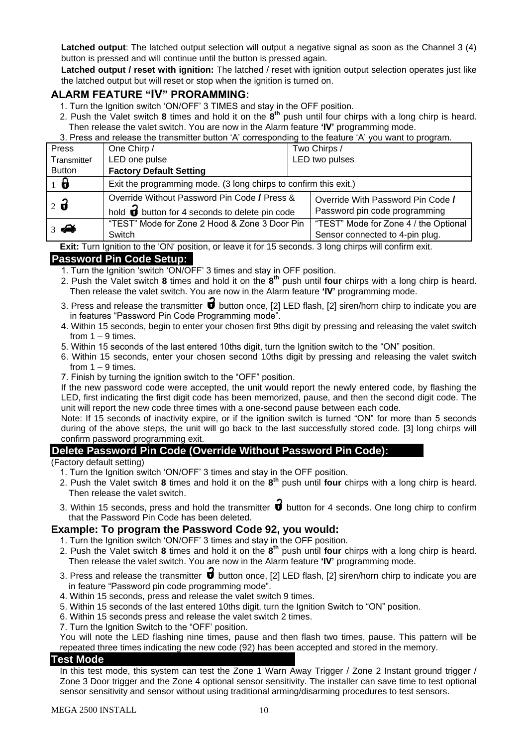**Latched output**: The latched output selection will output a negative signal as soon as the Channel 3 (4) button is pressed and will continue until the button is pressed again.

**Latched output / reset with ignition:** The latched / reset with ignition output selection operates just like the latched output but will reset or stop when the ignition is turned on.

## ALARM FEATURE "IV" PRORAMMING:

1. Turn the Ignition switch 'ON/OFF' 3 TIMES and stay in the OFF position.
2. Push the Valet switch **8** times and hold it on the **8th** push until four chirps with a long chirp is heard. Then release the valet switch. You are now in the Alarm feature **'IV'** programming mode.
3. Press and release the transmitter button 'A' corresponding to the feature 'A' you want to program.

| Press Transmitter Button | One Chirp / LED one pulse **Factory Default Setting** | Two Chirps / LED two pulses |
|---|---|---|
| 1 🔓 | Exit the programming mode. (3 long chirps to confirm this exit.) | |
| 2 🔓 | Override Without Password Pin Code / Press & hold 🔓 button for 4 seconds to delete pin code | Override With Password Pin Code / Password pin code programming |
| 3 🚗 | "TEST" Mode for Zone 2 Hood & Zone 3 Door Pin Switch | "TEST" Mode for Zone 4 / the Optional Sensor connected to 4-pin plug. |

**Exit:** Turn Ignition to the 'ON' position, or leave it for 15 seconds. 3 long chirps will confirm exit.

### Password Pin Code Setup:

1. Turn the Ignition 'switch 'ON/OFF' 3 times and stay in OFF position.
2. Push the Valet switch **8** times and hold it on the **8th** push until **four** chirps with a long chirp is heard. Then release the valet switch. You are now in the Alarm feature **'IV'** programming mode.
3. Press and release the transmitter 🔓 button once, [2] LED flash, [2] siren/horn chirp to indicate you are in features "Password Pin Code Programming mode".
4. Within 15 seconds, begin to enter your chosen first 9ths digit by pressing and releasing the valet switch from 1 – 9 times.
5. Within 15 seconds of the last entered 10ths digit, turn the Ignition switch to the "ON" position.
6. Within 15 seconds, enter your chosen second 10ths digit by pressing and releasing the valet switch from 1 – 9 times.
7. Finish by turning the ignition switch to the "OFF" position.

If the new password code were accepted, the unit would report the newly entered code, by flashing the LED, first indicating the first digit code has been memorized, pause, and then the second digit code. The unit will report the new code three times with a one-second pause between each code.

Note: If 15 seconds of inactivity expire, or if the ignition switch is turned "ON" for more than 5 seconds during of the above steps, the unit will go back to the last successfully stored code. [3] long chirps will confirm password programming exit.

### Delete Password Pin Code (Override Without Password Pin Code):

(Factory default setting)

1. Turn the Ignition switch 'ON/OFF' 3 times and stay in the OFF position.
2. Push the Valet switch **8** times and hold it on the **8th** push until **four** chirps with a long chirp is heard. Then release the valet switch.
3. Within 15 seconds, press and hold the transmitter 🔓 button for 4 seconds. One long chirp to confirm that the Password Pin Code has been deleted.

### Example: To program the Password Code 92, you would:

1. Turn the Ignition switch 'ON/OFF' 3 times and stay in the OFF position.
2. Push the Valet switch **8** times and hold it on the **8th** push until **four** chirps with a long chirp is heard. Then release the valet switch. You are now in the Alarm feature **'IV'** programming mode.
3. Press and release the transmitter 🔓 button once, [2] LED flash, [2] siren/horn chirp to indicate you are in feature "Password pin code programming mode".
4. Within 15 seconds, press and release the valet switch 9 times.
5. Within 15 seconds of the last entered 10ths digit, turn the Ignition Switch to "ON" position.
6. Within 15 seconds press and release the valet switch 2 times.
7. Turn the Ignition Switch to the "OFF' position.

You will note the LED flashing nine times, pause and then flash two times, pause. This pattern will be repeated three times indicating the new code (92) has been accepted and stored in the memory.

### Test Mode

In this test mode, this system can test the Zone 1 Warn Away Trigger / Zone 2 Instant ground trigger / Zone 3 Door trigger and the Zone 4 optional sensor sensitivity. The installer can save time to test optional sensor sensitivity and sensor without using traditional arming/disarming procedures to test sensors.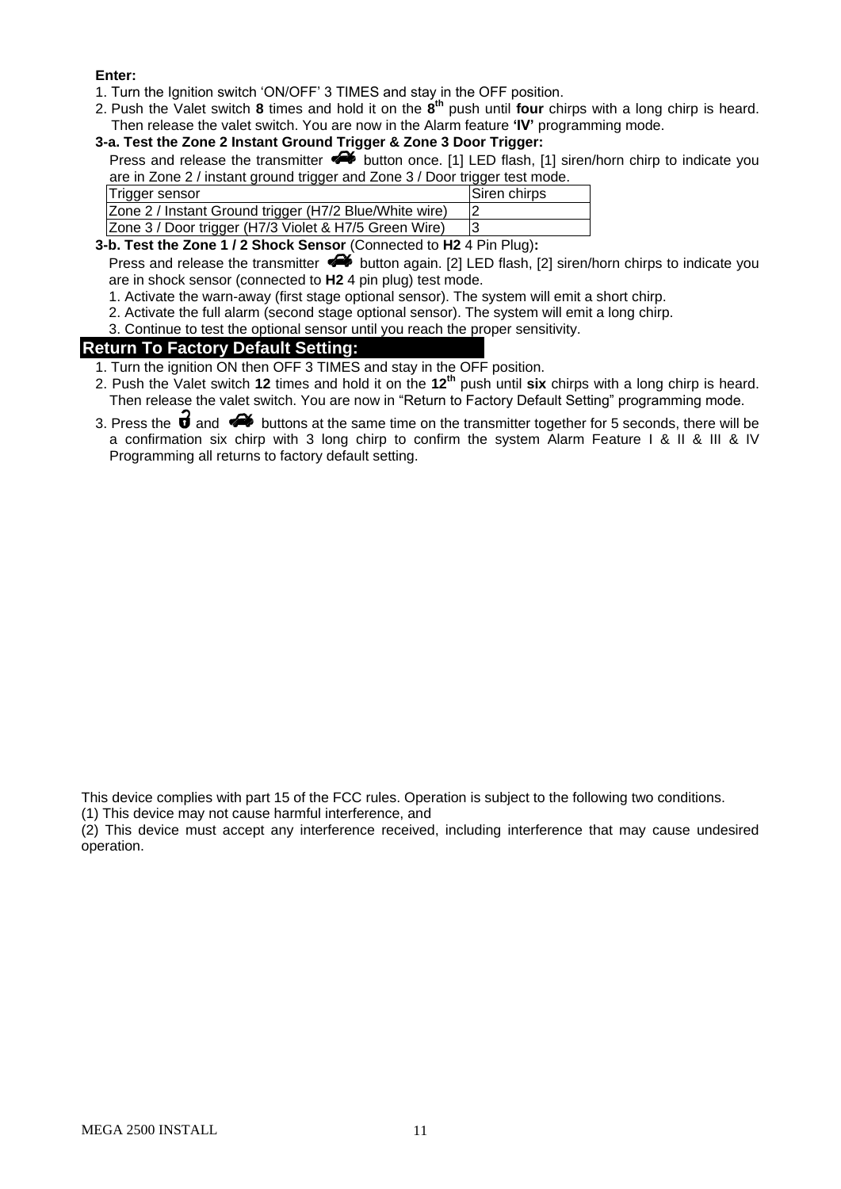**Enter:**

1. Turn the Ignition switch 'ON/OFF' 3 TIMES and stay in the OFF position.
2. Push the Valet switch **8** times and hold it on the **8th** push until **four** chirps with a long chirp is heard. Then release the valet switch. You are now in the Alarm feature **'IV'** programming mode.

**3-a. Test the Zone 2 Instant Ground Trigger & Zone 3 Door Trigger:**

Press and release the transmitter button once. [1] LED flash, [1] siren/horn chirp to indicate you are in Zone 2 / instant ground trigger and Zone 3 / Door trigger test mode.

| Trigger sensor | Siren chirps |
|---|---|
| Zone 2 / Instant Ground trigger (H7/2 Blue/White wire) | 2 |
| Zone 3 / Door trigger (H7/3 Violet & H7/5 Green Wire) | 3 |

**3-b. Test the Zone 1 / 2 Shock Sensor** (Connected to **H2** 4 Pin Plug)**:**

Press and release the transmitter button again. [2] LED flash, [2] siren/horn chirps to indicate you are in shock sensor (connected to **H2** 4 pin plug) test mode.

1. Activate the warn-away (first stage optional sensor). The system will emit a short chirp.
2. Activate the full alarm (second stage optional sensor). The system will emit a long chirp.
3. Continue to test the optional sensor until you reach the proper sensitivity.

## Return To Factory Default Setting:

1. Turn the ignition ON then OFF 3 TIMES and stay in the OFF position.
2. Push the Valet switch **12** times and hold it on the **12th** push until **six** chirps with a long chirp is heard. Then release the valet switch. You are now in "Return to Factory Default Setting" programming mode.
3. Press the and buttons at the same time on the transmitter together for 5 seconds, there will be a confirmation six chirp with 3 long chirp to confirm the system Alarm Feature I & II & III & IV Programming all returns to factory default setting.

This device complies with part 15 of the FCC rules. Operation is subject to the following two conditions.
(1) This device may not cause harmful interference, and
(2) This device must accept any interference received, including interference that may cause undesired operation.